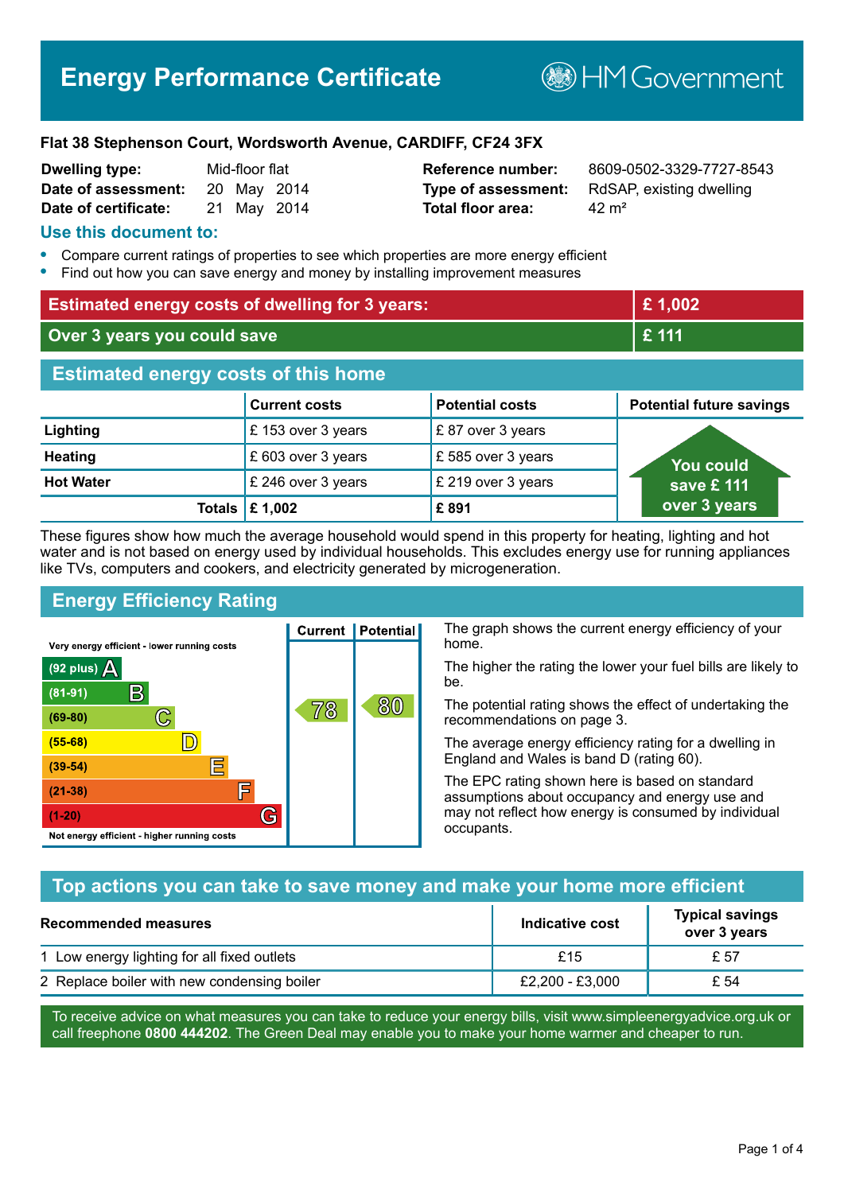# Energy Performance Certificate

HM Government

**Flat 38 Stephenson Court, Wordsworth Avenue, CARDIFF, CF24 3FX**

| | | | |
|---|---|---|---|
| **Dwelling type:** | Mid-floor flat | **Reference number:** | 8609-0502-3329-7727-8543 |
| **Date of assessment:** | 20 May 2014 | **Type of assessment:** | RdSAP, existing dwelling |
| **Date of certificate:** | 21 May 2014 | **Total floor area:** | 42 m² |

## Use this document to:

- Compare current ratings of properties to see which properties are more energy efficient
- Find out how you can save energy and money by installing improvement measures

| | |
|---|---|
| **Estimated energy costs of dwelling for 3 years:** | **£ 1,002** |
| **Over 3 years you could save** | **£ 111** |

## Estimated energy costs of this home

| | Current costs | Potential costs | Potential future savings |
|---|---|---|---|
| **Lighting** | £ 153 over 3 years | £ 87 over 3 years | You could save £ 111 over 3 years |
| **Heating** | £ 603 over 3 years | £ 585 over 3 years | |
| **Hot Water** | £ 246 over 3 years | £ 219 over 3 years | |
| **Totals** | **£ 1,002** | **£ 891** | |

These figures show how much the average household would spend in this property for heating, lighting and hot water and is not based on energy used by individual households. This excludes energy use for running appliances like TVs, computers and cookers, and electricity generated by microgeneration.

## Energy Efficiency Rating

| Rating | Current | Potential |
|---|---|---|
| Very energy efficient - lower running costs | | |
| (92 plus) A | | |
| (81-91) B | | |
| (69-80) C | 78 | 80 |
| (55-68) D | | |
| (39-54) E | | |
| (21-38) F | | |
| (1-20) G | | |
| Not energy efficient - higher running costs | | |

The graph shows the current energy efficiency of your home.

The higher the rating the lower your fuel bills are likely to be.

The potential rating shows the effect of undertaking the recommendations on page 3.

The average energy efficiency rating for a dwelling in England and Wales is band D (rating 60).

The EPC rating shown here is based on standard assumptions about occupancy and energy use and may not reflect how energy is consumed by individual occupants.

## Top actions you can take to save money and make your home more efficient

| Recommended measures | Indicative cost | Typical savings over 3 years |
|---|---|---|
| 1 Low energy lighting for all fixed outlets | £15 | £ 57 |
| 2 Replace boiler with new condensing boiler | £2,200 - £3,000 | £ 54 |

To receive advice on what measures you can take to reduce your energy bills, visit www.simpleenergyadvice.org.uk or call freephone **0800 444202**. The Green Deal may enable you to make your home warmer and cheaper to run.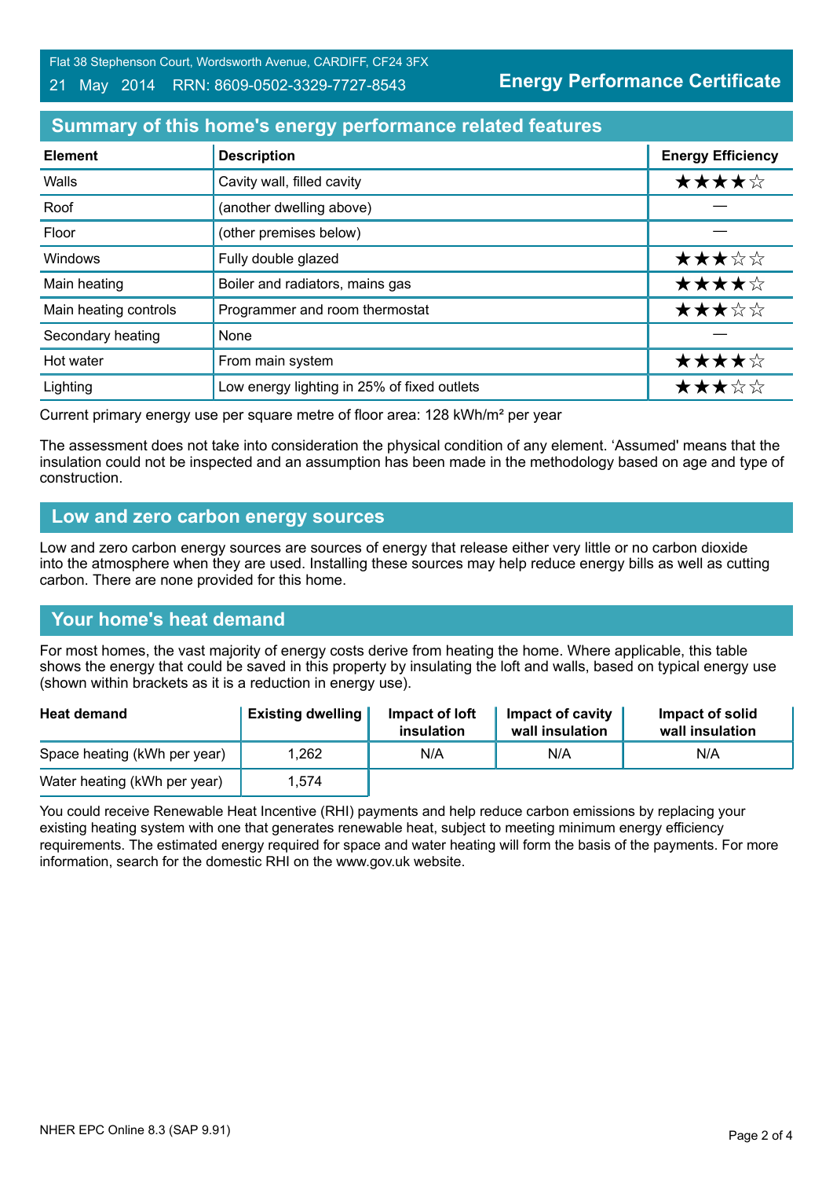Flat 38 Stephenson Court, Wordsworth Avenue, CARDIFF, CF24 3FX
21 May 2014 RRN: 8609-0502-3329-7727-8543

**Energy Performance Certificate**

## Summary of this home's energy performance related features

| Element | Description | Energy Efficiency |
|---|---|---|
| Walls | Cavity wall, filled cavity | ★★★★☆ |
| Roof | (another dwelling above) | — |
| Floor | (other premises below) | — |
| Windows | Fully double glazed | ★★★☆☆ |
| Main heating | Boiler and radiators, mains gas | ★★★★☆ |
| Main heating controls | Programmer and room thermostat | ★★★☆☆ |
| Secondary heating | None | — |
| Hot water | From main system | ★★★★☆ |
| Lighting | Low energy lighting in 25% of fixed outlets | ★★★☆☆ |

Current primary energy use per square metre of floor area: 128 kWh/m² per year

The assessment does not take into consideration the physical condition of any element. 'Assumed' means that the insulation could not be inspected and an assumption has been made in the methodology based on age and type of construction.

## Low and zero carbon energy sources

Low and zero carbon energy sources are sources of energy that release either very little or no carbon dioxide into the atmosphere when they are used. Installing these sources may help reduce energy bills as well as cutting carbon. There are none provided for this home.

## Your home's heat demand

For most homes, the vast majority of energy costs derive from heating the home. Where applicable, this table shows the energy that could be saved in this property by insulating the loft and walls, based on typical energy use (shown within brackets as it is a reduction in energy use).

| Heat demand | Existing dwelling | Impact of loft insulation | Impact of cavity wall insulation | Impact of solid wall insulation |
|---|---|---|---|---|
| Space heating (kWh per year) | 1,262 | N/A | N/A | N/A |
| Water heating (kWh per year) | 1,574 | | | |

You could receive Renewable Heat Incentive (RHI) payments and help reduce carbon emissions by replacing your existing heating system with one that generates renewable heat, subject to meeting minimum energy efficiency requirements. The estimated energy required for space and water heating will form the basis of the payments. For more information, search for the domestic RHI on the www.gov.uk website.

NHER EPC Online 8.3 (SAP 9.91)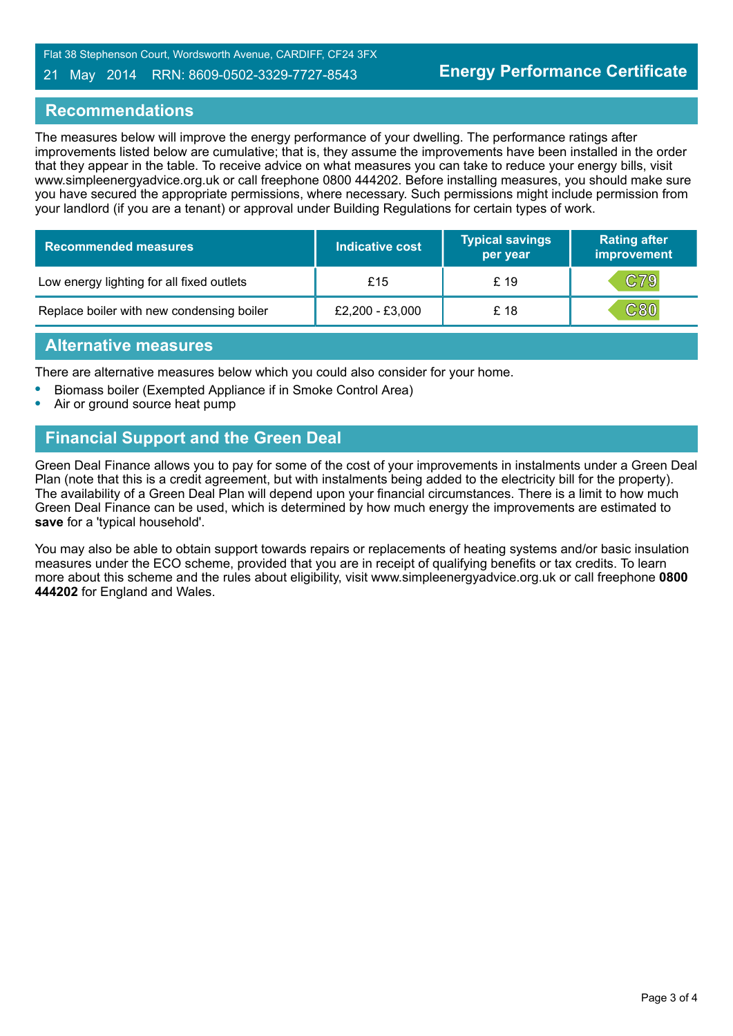## Recommendations

The measures below will improve the energy performance of your dwelling. The performance ratings after improvements listed below are cumulative; that is, they assume the improvements have been installed in the order that they appear in the table. To receive advice on what measures you can take to reduce your energy bills, visit www.simpleenergyadvice.org.uk or call freephone 0800 444202. Before installing measures, you should make sure you have secured the appropriate permissions, where necessary. Such permissions might include permission from your landlord (if you are a tenant) or approval under Building Regulations for certain types of work.

| Recommended measures | Indicative cost | Typical savings per year | Rating after improvement |
|---|---|---|---|
| Low energy lighting for all fixed outlets | £15 | £ 19 | C79 |
| Replace boiler with new condensing boiler | £2,200 - £3,000 | £ 18 | C80 |

## Alternative measures

There are alternative measures below which you could also consider for your home.

- Biomass boiler (Exempted Appliance if in Smoke Control Area)
- Air or ground source heat pump

## Financial Support and the Green Deal

Green Deal Finance allows you to pay for some of the cost of your improvements in instalments under a Green Deal Plan (note that this is a credit agreement, but with instalments being added to the electricity bill for the property). The availability of a Green Deal Plan will depend upon your financial circumstances. There is a limit to how much Green Deal Finance can be used, which is determined by how much energy the improvements are estimated to **save** for a 'typical household'.

You may also be able to obtain support towards repairs or replacements of heating systems and/or basic insulation measures under the ECO scheme, provided that you are in receipt of qualifying benefits or tax credits. To learn more about this scheme and the rules about eligibility, visit www.simpleenergyadvice.org.uk or call freephone **0800 444202** for England and Wales.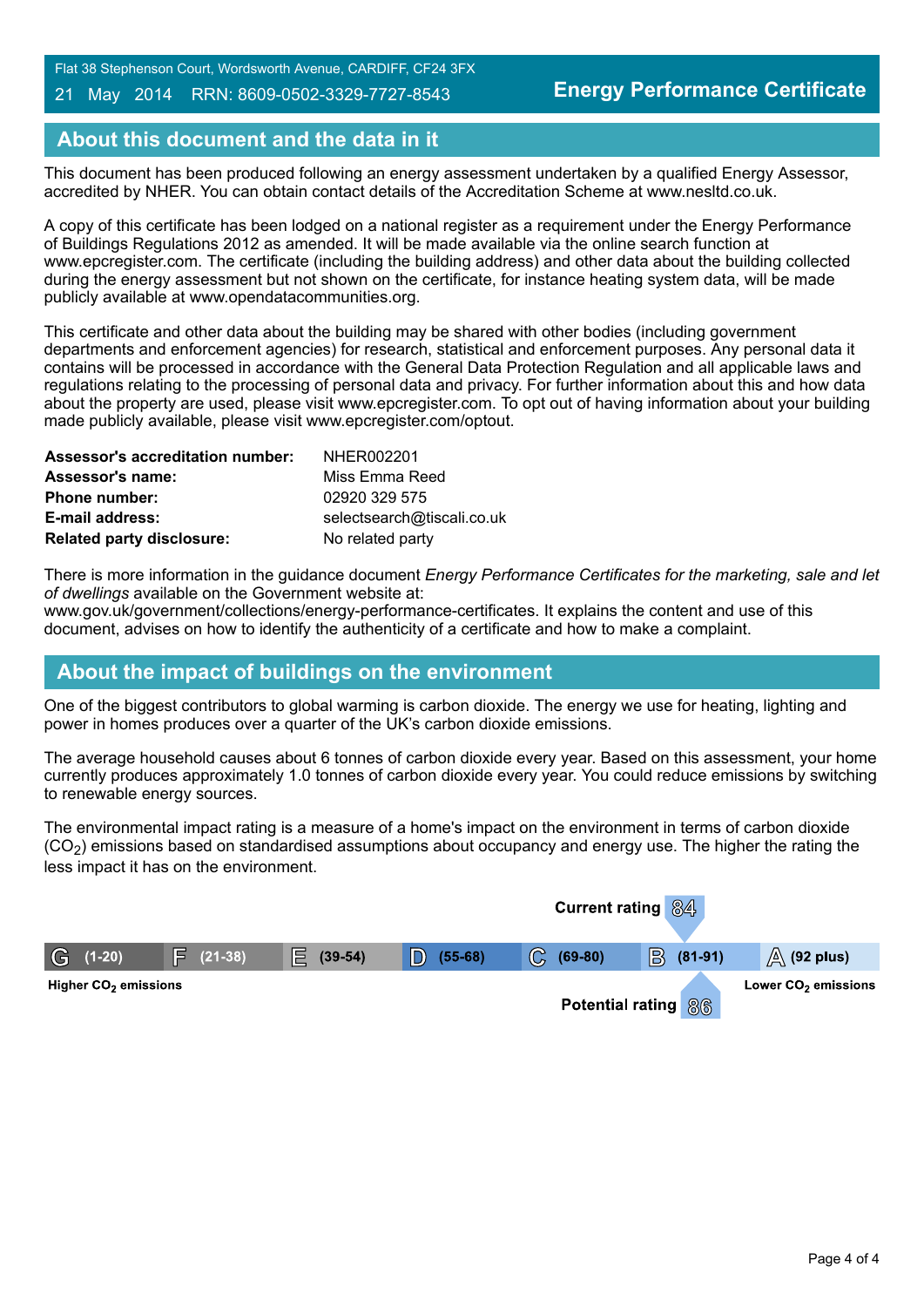Flat 38 Stephenson Court, Wordsworth Avenue, CARDIFF, CF24 3FX
21 May 2014 RRN: 8609-0502-3329-7727-8543

**Energy Performance Certificate**

## About this document and the data in it

This document has been produced following an energy assessment undertaken by a qualified Energy Assessor, accredited by NHER. You can obtain contact details of the Accreditation Scheme at www.nesltd.co.uk.

A copy of this certificate has been lodged on a national register as a requirement under the Energy Performance of Buildings Regulations 2012 as amended. It will be made available via the online search function at www.epcregister.com. The certificate (including the building address) and other data about the building collected during the energy assessment but not shown on the certificate, for instance heating system data, will be made publicly available at www.opendatacommunities.org.

This certificate and other data about the building may be shared with other bodies (including government departments and enforcement agencies) for research, statistical and enforcement purposes. Any personal data it contains will be processed in accordance with the General Data Protection Regulation and all applicable laws and regulations relating to the processing of personal data and privacy. For further information about this and how data about the property are used, please visit www.epcregister.com. To opt out of having information about your building made publicly available, please visit www.epcregister.com/optout.

| | |
|---|---|
| **Assessor's accreditation number:** | NHER002201 |
| **Assessor's name:** | Miss Emma Reed |
| **Phone number:** | 02920 329 575 |
| **E-mail address:** | selectsearch@tiscali.co.uk |
| **Related party disclosure:** | No related party |

There is more information in the guidance document *Energy Performance Certificates for the marketing, sale and let of dwellings* available on the Government website at: www.gov.uk/government/collections/energy-performance-certificates. It explains the content and use of this document, advises on how to identify the authenticity of a certificate and how to make a complaint.

## About the impact of buildings on the environment

One of the biggest contributors to global warming is carbon dioxide. The energy we use for heating, lighting and power in homes produces over a quarter of the UK's carbon dioxide emissions.

The average household causes about 6 tonnes of carbon dioxide every year. Based on this assessment, your home currently produces approximately 1.0 tonnes of carbon dioxide every year. You could reduce emissions by switching to renewable energy sources.

The environmental impact rating is a measure of a home's impact on the environment in terms of carbon dioxide ($CO_2$) emissions based on standardised assumptions about occupancy and energy use. The higher the rating the less impact it has on the environment.

Current rating 84

G (1-20) F (21-38) E (39-54) D (55-68) C (69-80) B (81-91) A (92 plus)

Higher $CO_2$ emissions

Lower $CO_2$ emissions

Potential rating 86